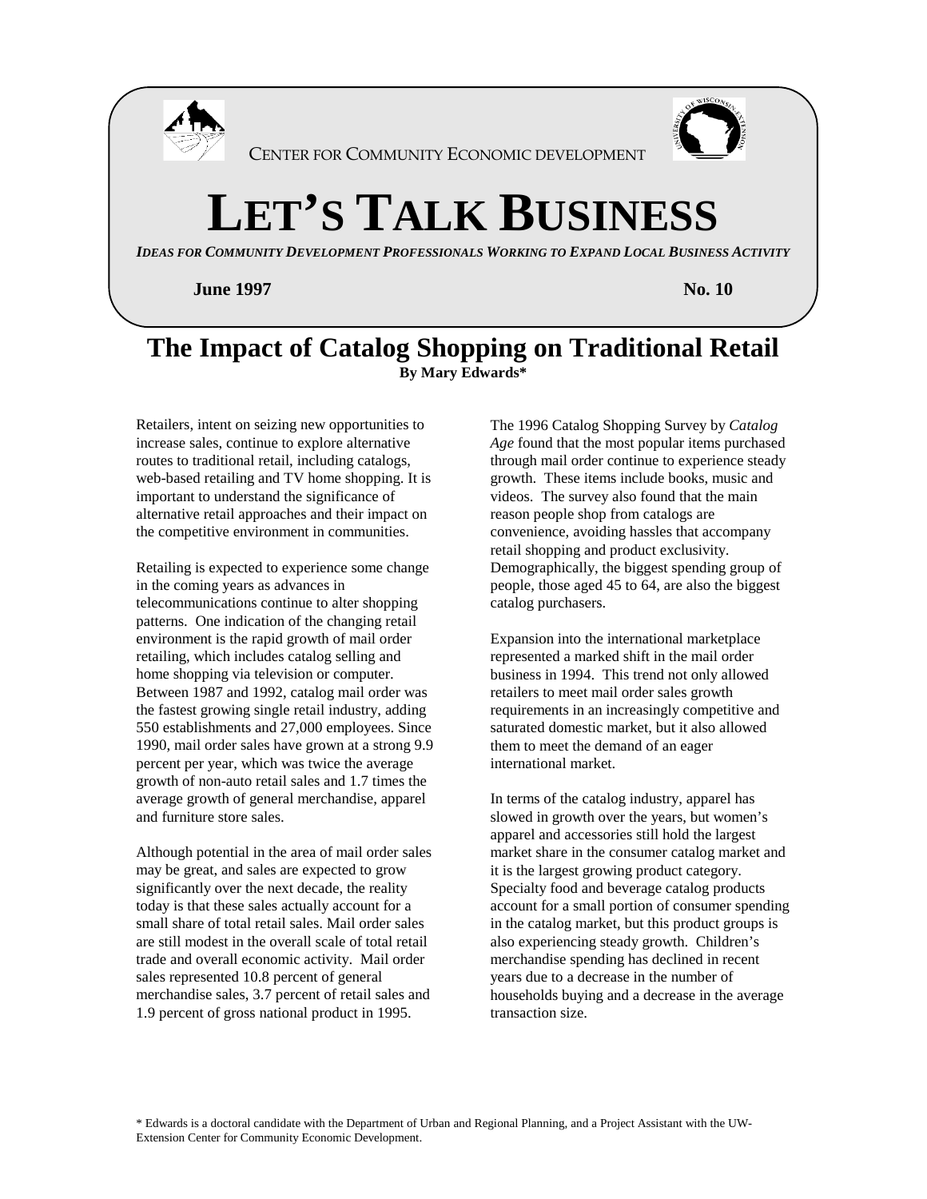CENTER FOR COMMUNITY ECONOMIC DEVELOPMENT

# LET'S TALK BUSINESS

***IDEAS FOR COMMUNITY DEVELOPMENT PROFESSIONALS WORKING TO EXPAND LOCAL BUSINESS ACTIVITY***

**June 1997** **No. 10**

# The Impact of Catalog Shopping on Traditional Retail

**By Mary Edwards***

Retailers, intent on seizing new opportunities to increase sales, continue to explore alternative routes to traditional retail, including catalogs, web-based retailing and TV home shopping. It is important to understand the significance of alternative retail approaches and their impact on the competitive environment in communities.

Retailing is expected to experience some change in the coming years as advances in telecommunications continue to alter shopping patterns. One indication of the changing retail environment is the rapid growth of mail order retailing, which includes catalog selling and home shopping via television or computer. Between 1987 and 1992, catalog mail order was the fastest growing single retail industry, adding 550 establishments and 27,000 employees. Since 1990, mail order sales have grown at a strong 9.9 percent per year, which was twice the average growth of non-auto retail sales and 1.7 times the average growth of general merchandise, apparel and furniture store sales.

Although potential in the area of mail order sales may be great, and sales are expected to grow significantly over the next decade, the reality today is that these sales actually account for a small share of total retail sales. Mail order sales are still modest in the overall scale of total retail trade and overall economic activity. Mail order sales represented 10.8 percent of general merchandise sales, 3.7 percent of retail sales and 1.9 percent of gross national product in 1995.

The 1996 Catalog Shopping Survey by *Catalog Age* found that the most popular items purchased through mail order continue to experience steady growth. These items include books, music and videos. The survey also found that the main reason people shop from catalogs are convenience, avoiding hassles that accompany retail shopping and product exclusivity. Demographically, the biggest spending group of people, those aged 45 to 64, are also the biggest catalog purchasers.

Expansion into the international marketplace represented a marked shift in the mail order business in 1994. This trend not only allowed retailers to meet mail order sales growth requirements in an increasingly competitive and saturated domestic market, but it also allowed them to meet the demand of an eager international market.

In terms of the catalog industry, apparel has slowed in growth over the years, but women's apparel and accessories still hold the largest market share in the consumer catalog market and it is the largest growing product category. Specialty food and beverage catalog products account for a small portion of consumer spending in the catalog market, but this product groups is also experiencing steady growth. Children's merchandise spending has declined in recent years due to a decrease in the number of households buying and a decrease in the average transaction size.

* Edwards is a doctoral candidate with the Department of Urban and Regional Planning, and a Project Assistant with the UW-Extension Center for Community Economic Development.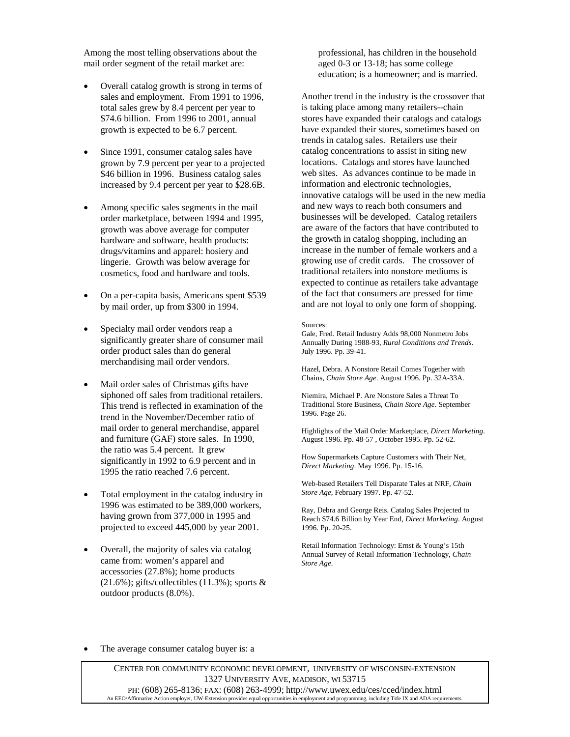Among the most telling observations about the mail order segment of the retail market are:

- Overall catalog growth is strong in terms of sales and employment. From 1991 to 1996, total sales grew by 8.4 percent per year to $74.6 billion. From 1996 to 2001, annual growth is expected to be 6.7 percent.

- Since 1991, consumer catalog sales have grown by 7.9 percent per year to a projected $46 billion in 1996. Business catalog sales increased by 9.4 percent per year to $28.6B.

- Among specific sales segments in the mail order marketplace, between 1994 and 1995, growth was above average for computer hardware and software, health products: drugs/vitamins and apparel: hosiery and lingerie. Growth was below average for cosmetics, food and hardware and tools.

- On a per-capita basis, Americans spent $539 by mail order, up from $300 in 1994.

- Specialty mail order vendors reap a significantly greater share of consumer mail order product sales than do general merchandising mail order vendors.

- Mail order sales of Christmas gifts have siphoned off sales from traditional retailers. This trend is reflected in examination of the trend in the November/December ratio of mail order to general merchandise, apparel and furniture (GAF) store sales. In 1990, the ratio was 5.4 percent. It grew significantly in 1992 to 6.9 percent and in 1995 the ratio reached 7.6 percent.

- Total employment in the catalog industry in 1996 was estimated to be 389,000 workers, having grown from 377,000 in 1995 and projected to exceed 445,000 by year 2001.

- Overall, the majority of sales via catalog came from: women's apparel and accessories (27.8%); home products (21.6%); gifts/collectibles (11.3%); sports & outdoor products (8.0%).

- The average consumer catalog buyer is: a professional, has children in the household aged 0-3 or 13-18; has some college education; is a homeowner; and is married.

Another trend in the industry is the crossover that is taking place among many retailers--chain stores have expanded their catalogs and catalogs have expanded their stores, sometimes based on trends in catalog sales. Retailers use their catalog concentrations to assist in siting new locations. Catalogs and stores have launched web sites. As advances continue to be made in information and electronic technologies, innovative catalogs will be used in the new media and new ways to reach both consumers and businesses will be developed. Catalog retailers are aware of the factors that have contributed to the growth in catalog shopping, including an increase in the number of female workers and a growing use of credit cards. The crossover of traditional retailers into nonstore mediums is expected to continue as retailers take advantage of the fact that consumers are pressed for time and are not loyal to only one form of shopping.

Sources:

Gale, Fred. Retail Industry Adds 98,000 Nonmetro Jobs Annually During 1988-93, *Rural Conditions and Trends*. July 1996. Pp. 39-41.

Hazel, Debra. A Nonstore Retail Comes Together with Chains, *Chain Store Age*. August 1996. Pp. 32A-33A.

Niemira, Michael P. Are Nonstore Sales a Threat To Traditional Store Business, *Chain Store Age*. September 1996. Page 26.

Highlights of the Mail Order Marketplace, *Direct Marketing*. August 1996. Pp. 48-57 , October 1995. Pp. 52-62.

How Supermarkets Capture Customers with Their Net, *Direct Marketing*. May 1996. Pp. 15-16.

Web-based Retailers Tell Disparate Tales at NRF, *Chain Store Age*, February 1997. Pp. 47-52.

Ray, Debra and George Reis. Catalog Sales Projected to Reach $74.6 Billion by Year End, *Direct Marketing*. August 1996. Pp. 20-25.

Retail Information Technology: Ernst & Young's 15th Annual Survey of Retail Information Technology, *Chain Store Age*.

CENTER FOR COMMUNITY ECONOMIC DEVELOPMENT, UNIVERSITY OF WISCONSIN-EXTENSION
1327 UNIVERSITY AVE, MADISON, WI 53715
PH: (608) 265-8136; FAX: (608) 263-4999; http://www.uwex.edu/ces/cced/index.html
An EEO/Affirmative Action employer, UW-Extension provides equal opportunities in employment and programming, including Title IX and ADA requirements.